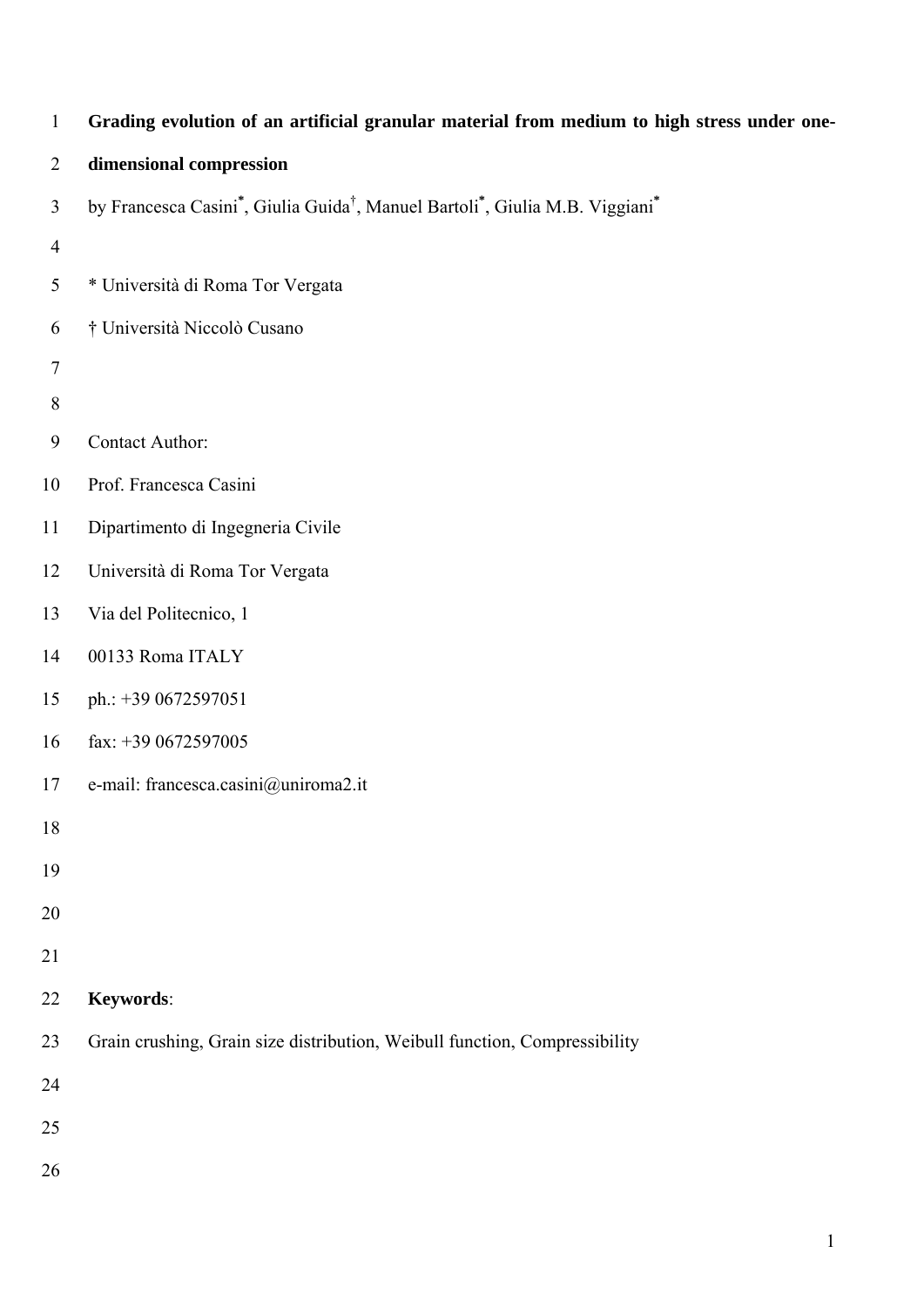# Grading evolution of an artificial granular material from medium to high stress under one-dimensional compression

by Francesca Casini[*], Giulia Guida[†], Manuel Bartoli[*], Giulia M.B. Viggiani[*]

[*] Università di Roma Tor Vergata

[†] Università Niccolò Cusano

Contact Author:

Prof. Francesca Casini

Dipartimento di Ingegneria Civile

Università di Roma Tor Vergata

Via del Politecnico, 1

00133 Roma ITALY

ph.: +39 0672597051

fax: +39 0672597005

e-mail: francesca.casini@uniroma2.it

**Keywords**:

Grain crushing, Grain size distribution, Weibull function, Compressibility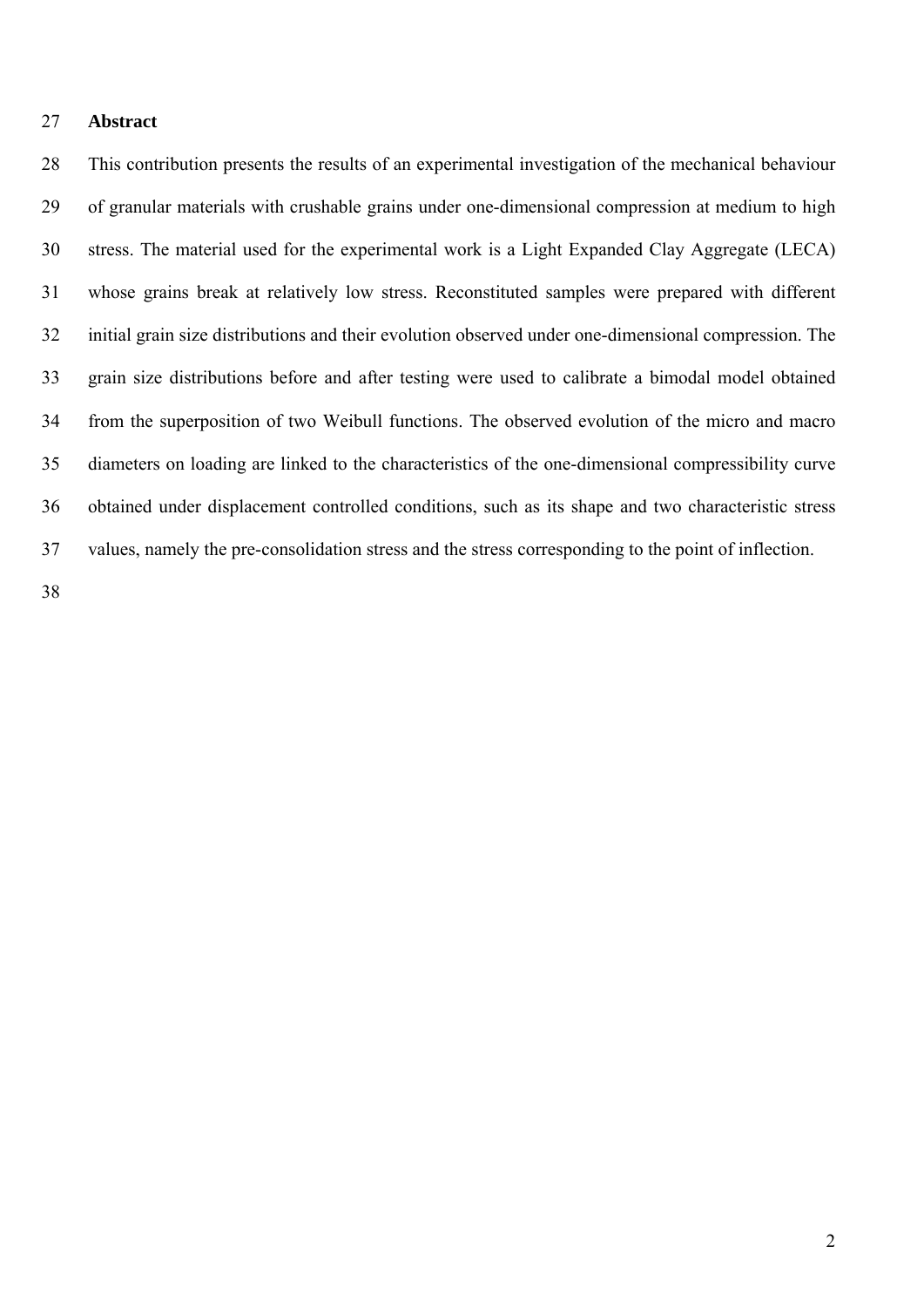## Abstract

This contribution presents the results of an experimental investigation of the mechanical behaviour of granular materials with crushable grains under one-dimensional compression at medium to high stress. The material used for the experimental work is a Light Expanded Clay Aggregate (LECA) whose grains break at relatively low stress. Reconstituted samples were prepared with different initial grain size distributions and their evolution observed under one-dimensional compression. The grain size distributions before and after testing were used to calibrate a bimodal model obtained from the superposition of two Weibull functions. The observed evolution of the micro and macro diameters on loading are linked to the characteristics of the one-dimensional compressibility curve obtained under displacement controlled conditions, such as its shape and two characteristic stress values, namely the pre-consolidation stress and the stress corresponding to the point of inflection.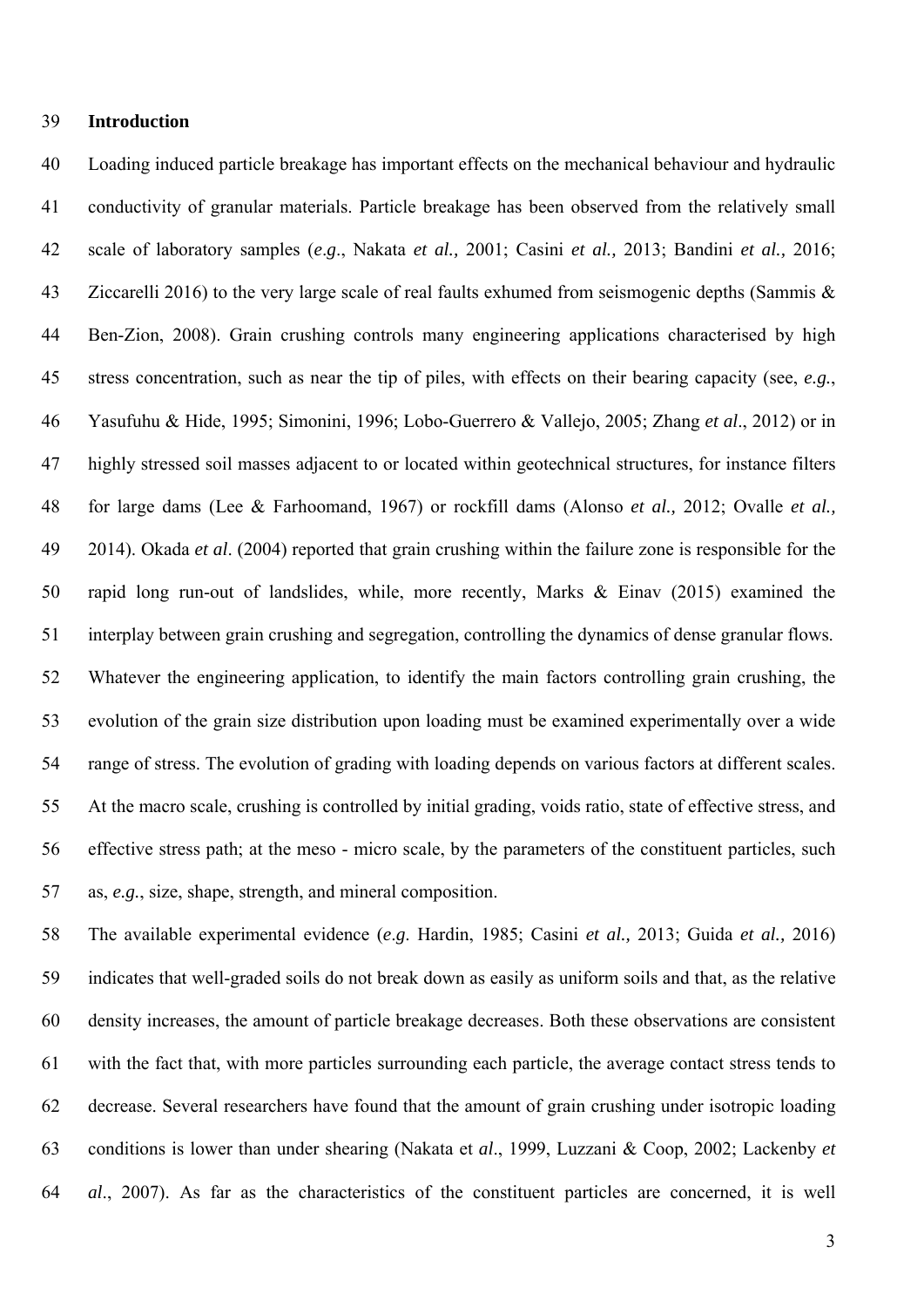## Introduction

Loading induced particle breakage has important effects on the mechanical behaviour and hydraulic conductivity of granular materials. Particle breakage has been observed from the relatively small scale of laboratory samples (*e.g*., Nakata *et al.,* 2001; Casini *et al.,* 2013; Bandini *et al.,* 2016; Ziccarelli 2016) to the very large scale of real faults exhumed from seismogenic depths (Sammis & Ben-Zion, 2008). Grain crushing controls many engineering applications characterised by high stress concentration, such as near the tip of piles, with effects on their bearing capacity (see, *e.g.*, Yasufuhu & Hide, 1995; Simonini, 1996; Lobo-Guerrero & Vallejo, 2005; Zhang *et al*., 2012) or in highly stressed soil masses adjacent to or located within geotechnical structures, for instance filters for large dams (Lee & Farhoomand, 1967) or rockfill dams (Alonso *et al.,* 2012; Ovalle *et al.,* 2014). Okada *et al*. (2004) reported that grain crushing within the failure zone is responsible for the rapid long run-out of landslides, while, more recently, Marks & Einav (2015) examined the interplay between grain crushing and segregation, controlling the dynamics of dense granular flows. Whatever the engineering application, to identify the main factors controlling grain crushing, the evolution of the grain size distribution upon loading must be examined experimentally over a wide range of stress. The evolution of grading with loading depends on various factors at different scales. At the macro scale, crushing is controlled by initial grading, voids ratio, state of effective stress, and effective stress path; at the meso - micro scale, by the parameters of the constituent particles, such as, *e.g.*, size, shape, strength, and mineral composition.

The available experimental evidence (*e.g*. Hardin, 1985; Casini *et al.,* 2013; Guida *et al.,* 2016) indicates that well-graded soils do not break down as easily as uniform soils and that, as the relative density increases, the amount of particle breakage decreases. Both these observations are consistent with the fact that, with more particles surrounding each particle, the average contact stress tends to decrease. Several researchers have found that the amount of grain crushing under isotropic loading conditions is lower than under shearing (Nakata et *al*., 1999, Luzzani & Coop, 2002; Lackenby *et al*., 2007). As far as the characteristics of the constituent particles are concerned, it is well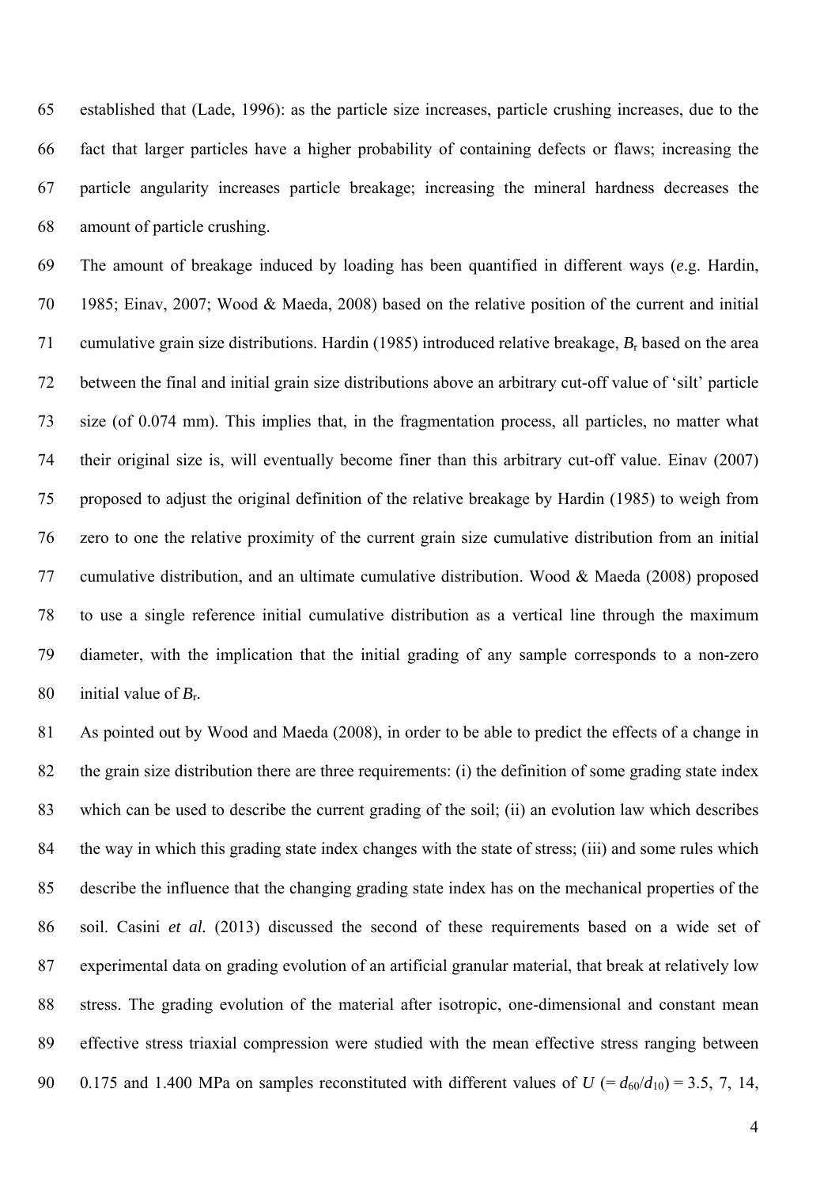established that (Lade, 1996): as the particle size increases, particle crushing increases, due to the fact that larger particles have a higher probability of containing defects or flaws; increasing the particle angularity increases particle breakage; increasing the mineral hardness decreases the amount of particle crushing.

The amount of breakage induced by loading has been quantified in different ways (*e*.g. Hardin, 1985; Einav, 2007; Wood & Maeda, 2008) based on the relative position of the current and initial cumulative grain size distributions. Hardin (1985) introduced relative breakage, $B_r$ based on the area between the final and initial grain size distributions above an arbitrary cut-off value of 'silt' particle size (of 0.074 mm). This implies that, in the fragmentation process, all particles, no matter what their original size is, will eventually become finer than this arbitrary cut-off value. Einav (2007) proposed to adjust the original definition of the relative breakage by Hardin (1985) to weigh from zero to one the relative proximity of the current grain size cumulative distribution from an initial cumulative distribution, and an ultimate cumulative distribution. Wood & Maeda (2008) proposed to use a single reference initial cumulative distribution as a vertical line through the maximum diameter, with the implication that the initial grading of any sample corresponds to a non-zero initial value of $B_r$.

As pointed out by Wood and Maeda (2008), in order to be able to predict the effects of a change in the grain size distribution there are three requirements: (i) the definition of some grading state index which can be used to describe the current grading of the soil; (ii) an evolution law which describes the way in which this grading state index changes with the state of stress; (iii) and some rules which describe the influence that the changing grading state index has on the mechanical properties of the soil. Casini *et al.* (2013) discussed the second of these requirements based on a wide set of experimental data on grading evolution of an artificial granular material, that break at relatively low stress. The grading evolution of the material after isotropic, one-dimensional and constant mean effective stress triaxial compression were studied with the mean effective stress ranging between 0.175 and 1.400 MPa on samples reconstituted with different values of $U$ ($= d_{60}/d_{10}$) = 3.5, 7, 14,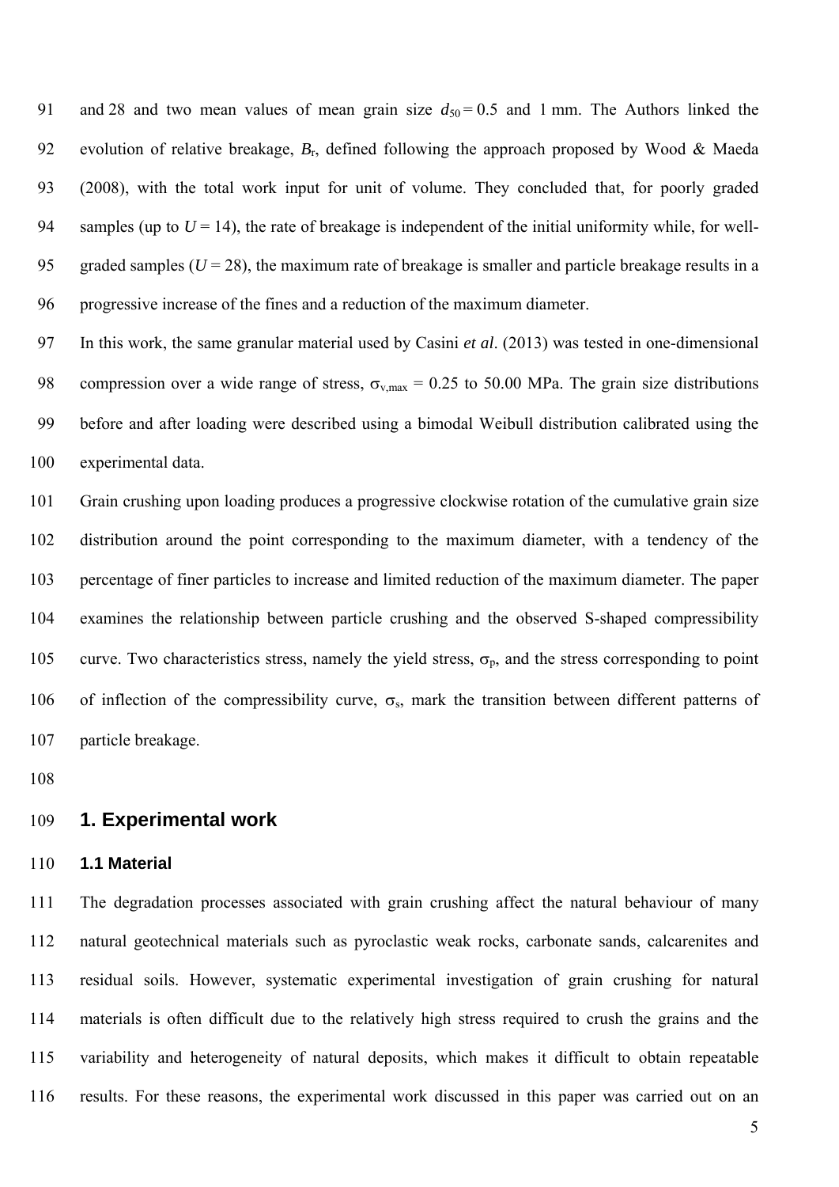and 28 and two mean values of mean grain size $d_{50} = 0.5$ and 1 mm. The Authors linked the evolution of relative breakage, $B_r$, defined following the approach proposed by Wood & Maeda (2008), with the total work input for unit of volume. They concluded that, for poorly graded samples (up to $U = 14$), the rate of breakage is independent of the initial uniformity while, for well-graded samples ($U = 28$), the maximum rate of breakage is smaller and particle breakage results in a progressive increase of the fines and a reduction of the maximum diameter.

In this work, the same granular material used by Casini *et al*. (2013) was tested in one-dimensional compression over a wide range of stress, $\sigma_{v,max} = 0.25$ to 50.00 MPa. The grain size distributions before and after loading were described using a bimodal Weibull distribution calibrated using the experimental data.

Grain crushing upon loading produces a progressive clockwise rotation of the cumulative grain size distribution around the point corresponding to the maximum diameter, with a tendency of the percentage of finer particles to increase and limited reduction of the maximum diameter. The paper examines the relationship between particle crushing and the observed S-shaped compressibility curve. Two characteristics stress, namely the yield stress, $\sigma_p$, and the stress corresponding to point of inflection of the compressibility curve, $\sigma_s$, mark the transition between different patterns of particle breakage.

## 1. Experimental work

### 1.1 Material

The degradation processes associated with grain crushing affect the natural behaviour of many natural geotechnical materials such as pyroclastic weak rocks, carbonate sands, calcarenites and residual soils. However, systematic experimental investigation of grain crushing for natural materials is often difficult due to the relatively high stress required to crush the grains and the variability and heterogeneity of natural deposits, which makes it difficult to obtain repeatable results. For these reasons, the experimental work discussed in this paper was carried out on an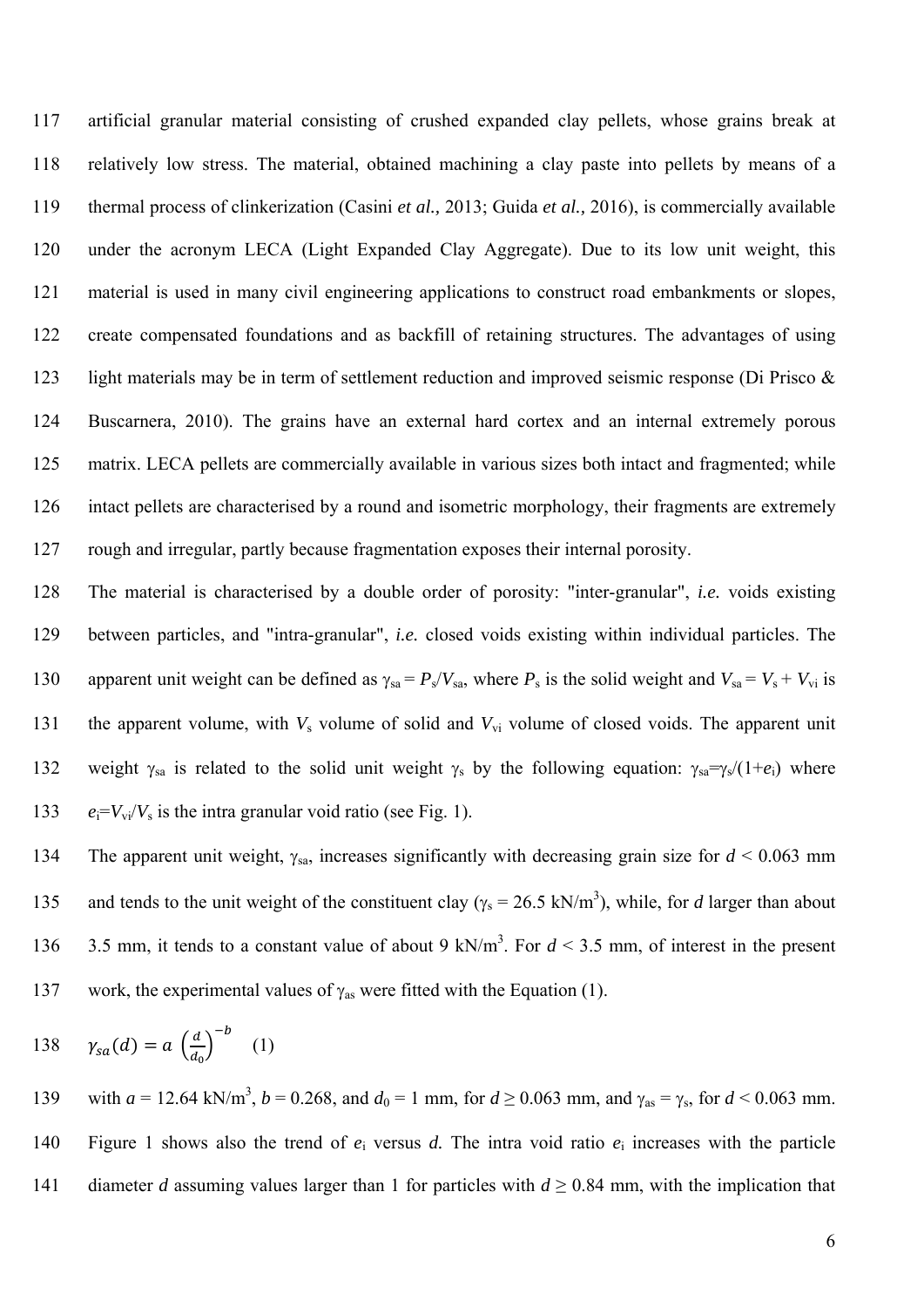artificial granular material consisting of crushed expanded clay pellets, whose grains break at relatively low stress. The material, obtained machining a clay paste into pellets by means of a thermal process of clinkerization (Casini *et al.,* 2013; Guida *et al.,* 2016), is commercially available under the acronym LECA (Light Expanded Clay Aggregate). Due to its low unit weight, this material is used in many civil engineering applications to construct road embankments or slopes, create compensated foundations and as backfill of retaining structures. The advantages of using light materials may be in term of settlement reduction and improved seismic response (Di Prisco & Buscarnera, 2010). The grains have an external hard cortex and an internal extremely porous matrix. LECA pellets are commercially available in various sizes both intact and fragmented; while intact pellets are characterised by a round and isometric morphology, their fragments are extremely rough and irregular, partly because fragmentation exposes their internal porosity.

The material is characterised by a double order of porosity: "inter-granular", *i.e.* voids existing between particles, and "intra-granular", *i.e.* closed voids existing within individual particles. The apparent unit weight can be defined as $\gamma_{sa} = P_s/V_{sa}$, where $P_s$ is the solid weight and $V_{sa} = V_s + V_{vi}$ is the apparent volume, with $V_s$ volume of solid and $V_{vi}$ volume of closed voids. The apparent unit weight $\gamma_{sa}$ is related to the solid unit weight $\gamma_s$ by the following equation: $\gamma_{sa}=\gamma_s/(1+e_i)$ where $e_i=V_{vi}/V_s$ is the intra granular void ratio (see Fig. 1).

The apparent unit weight, $\gamma_{sa}$, increases significantly with decreasing grain size for $d < 0.063$ mm and tends to the unit weight of the constituent clay ($\gamma_s = 26.5$ kN/m$^3$), while, for $d$ larger than about 3.5 mm, it tends to a constant value of about 9 kN/m$^3$. For $d < 3.5$ mm, of interest in the present work, the experimental values of $\gamma_{as}$ were fitted with the Equation (1).

$$\gamma_{sa}(d) = a\left(\frac{d}{d_0}\right)^{-b} \quad (1)$$

with $a = 12.64$ kN/m$^3$, $b = 0.268$, and $d_0 = 1$ mm, for $d \geq 0.063$ mm, and $\gamma_{as} = \gamma_s$, for $d < 0.063$ mm. Figure 1 shows also the trend of $e_i$ versus $d$. The intra void ratio $e_i$ increases with the particle diameter $d$ assuming values larger than 1 for particles with $d \geq 0.84$ mm, with the implication that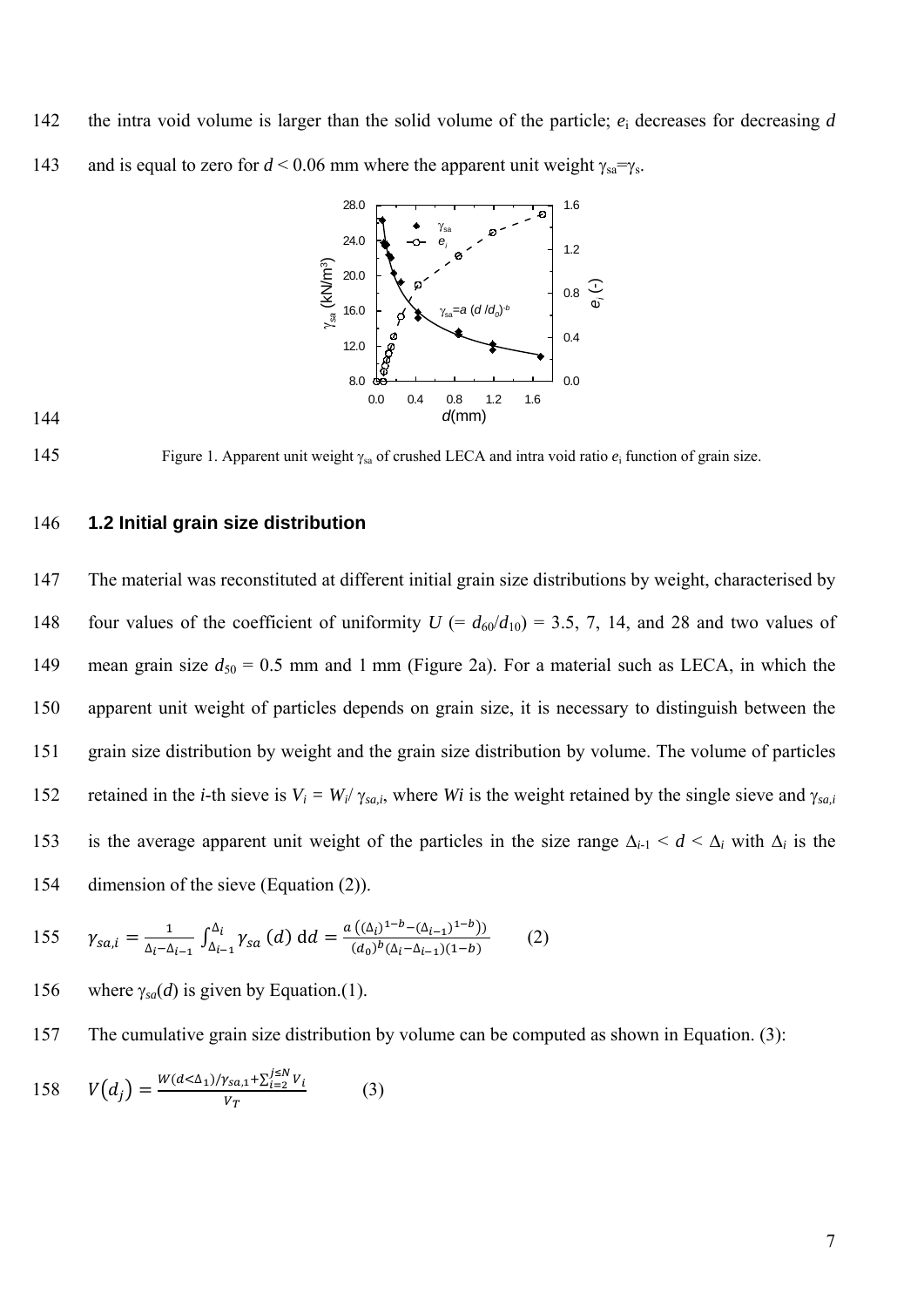the intra void volume is larger than the solid volume of the particle; $e_i$ decreases for decreasing $d$ and is equal to zero for $d$ < 0.06 mm where the apparent unit weight $\gamma_{sa}=\gamma_s$.

Figure 1. Apparent unit weight $\gamma_{sa}$ of crushed LECA and intra void ratio $e_i$ function of grain size.

### 1.2 Initial grain size distribution

The material was reconstituted at different initial grain size distributions by weight, characterised by four values of the coefficient of uniformity $U$ (= $d_{60}/d_{10}$) = 3.5, 7, 14, and 28 and two values of mean grain size $d_{50}$ = 0.5 mm and 1 mm (Figure 2a). For a material such as LECA, in which the apparent unit weight of particles depends on grain size, it is necessary to distinguish between the grain size distribution by weight and the grain size distribution by volume. The volume of particles retained in the $i$-th sieve is $V_i = W_i/\gamma_{sa,i}$, where $Wi$ is the weight retained by the single sieve and $\gamma_{sa,i}$ is the average apparent unit weight of the particles in the size range $\Delta_{i-1} < d < \Delta_i$ with $\Delta_i$ is the dimension of the sieve (Equation (2)).

$$\gamma_{sa,i} = \frac{1}{\Delta_i - \Delta_{i-1}} \int_{\Delta_{i-1}}^{\Delta_i} \gamma_{sa}(d)\, \mathrm{d}d = \frac{a\left((\Delta_i)^{1-b} - (\Delta_{i-1})^{1-b}\right)}{(d_0)^b (\Delta_i - \Delta_{i-1})(1-b)} \qquad (2)$$

where $\gamma_{sa}(d)$ is given by Equation.(1).

The cumulative grain size distribution by volume can be computed as shown in Equation. (3):

$$V(d_j) = \frac{W(d<\Delta_1)/\gamma_{sa,1} + \sum_{i=2}^{j\leq N} V_i}{V_T} \qquad (3)$$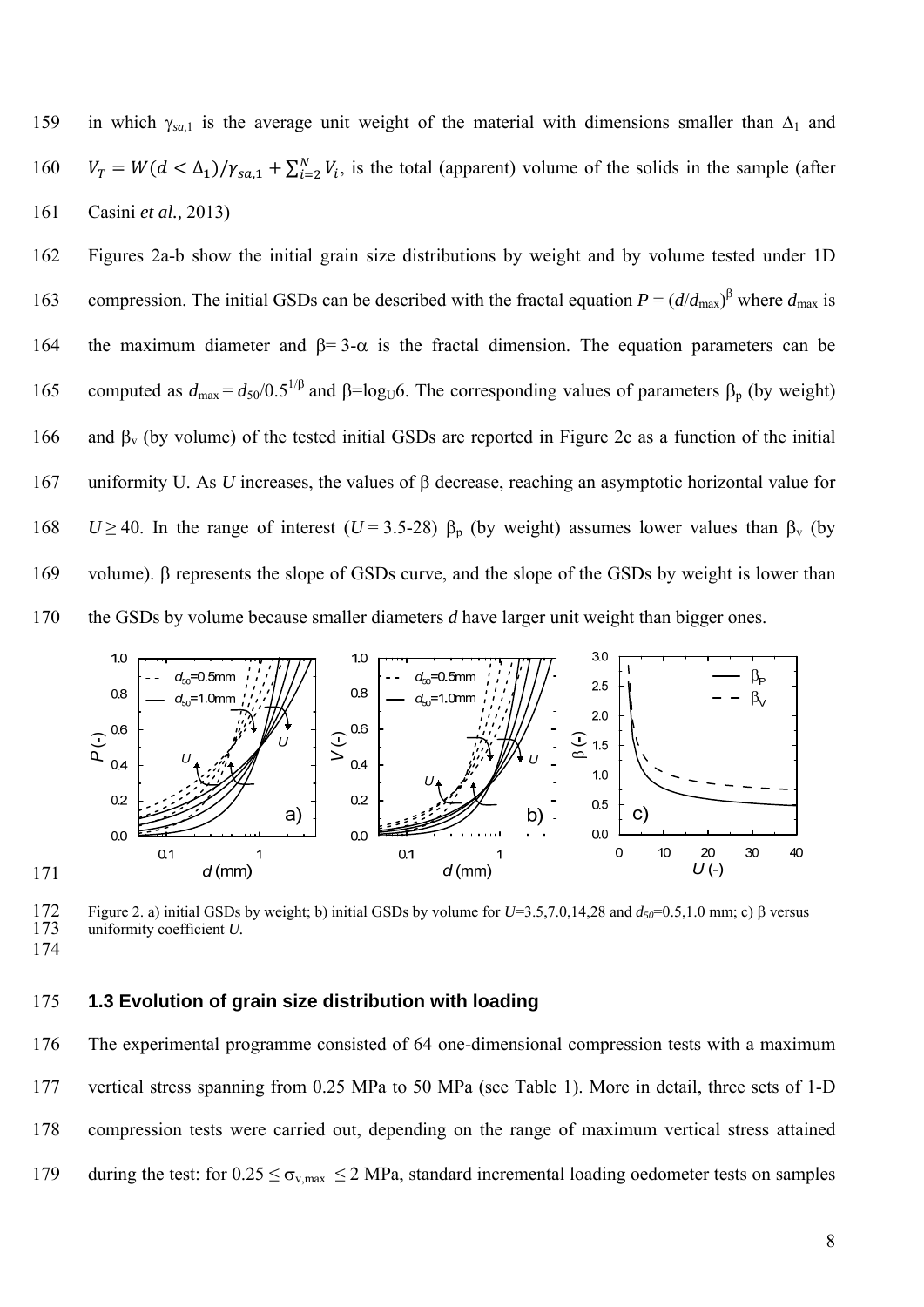in which $\gamma_{sa,1}$ is the average unit weight of the material with dimensions smaller than $\Delta_1$ and $V_T = W(d < \Delta_1)/\gamma_{sa,1} + \sum_{i=2}^{N} V_i$, is the total (apparent) volume of the solids in the sample (after Casini *et al.,* 2013)

Figures 2a-b show the initial grain size distributions by weight and by volume tested under 1D compression. The initial GSDs can be described with the fractal equation $P = (d/d_{max})^{\beta}$ where $d_{max}$ is the maximum diameter and $\beta = 3-\alpha$ is the fractal dimension. The equation parameters can be computed as $d_{max} = d_{50}/0.5^{1/\beta}$ and $\beta = \log_U 6$. The corresponding values of parameters $\beta_p$ (by weight) and $\beta_v$ (by volume) of the tested initial GSDs are reported in Figure 2c as a function of the initial uniformity U. As $U$ increases, the values of $\beta$ decrease, reaching an asymptotic horizontal value for $U \geq 40$. In the range of interest ($U = 3.5$-$28$) $\beta_p$ (by weight) assumes lower values than $\beta_v$ (by volume). $\beta$ represents the slope of GSDs curve, and the slope of the GSDs by weight is lower than the GSDs by volume because smaller diameters $d$ have larger unit weight than bigger ones.

Figure 2. a) initial GSDs by weight; b) initial GSDs by volume for $U$=3.5,7.0,14,28 and $d_{50}$=0.5,1.0 mm; c) $\beta$ versus uniformity coefficient $U$.

### 1.3 Evolution of grain size distribution with loading

The experimental programme consisted of 64 one-dimensional compression tests with a maximum vertical stress spanning from 0.25 MPa to 50 MPa (see Table 1). More in detail, three sets of 1-D compression tests were carried out, depending on the range of maximum vertical stress attained during the test: for $0.25 \leq \sigma_{v,max} \leq 2$ MPa, standard incremental loading oedometer tests on samples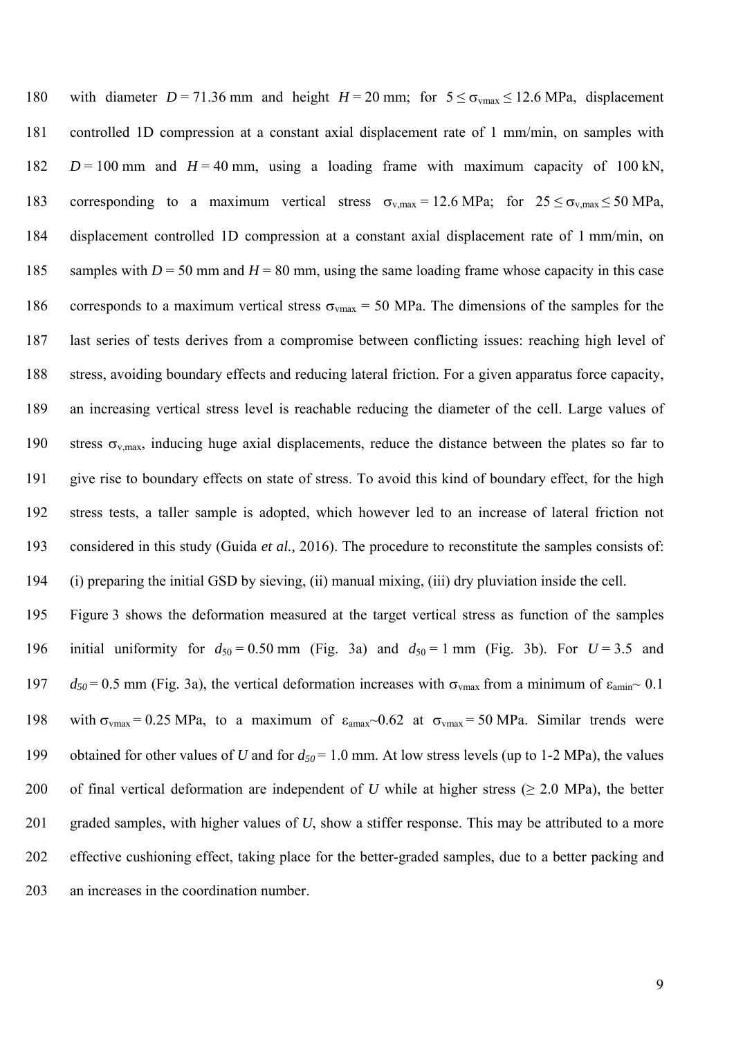with diameter $D = 71.36$ mm and height $H = 20$ mm; for $5 \leq \sigma_{vmax} \leq 12.6$ MPa, displacement controlled 1D compression at a constant axial displacement rate of 1 mm/min, on samples with $D = 100$ mm and $H = 40$ mm, using a loading frame with maximum capacity of 100 kN, corresponding to a maximum vertical stress $\sigma_{v,max} = 12.6$ MPa; for $25 \leq \sigma_{v,max} \leq 50$ MPa, displacement controlled 1D compression at a constant axial displacement rate of 1 mm/min, on samples with $D = 50$ mm and $H = 80$ mm, using the same loading frame whose capacity in this case corresponds to a maximum vertical stress $\sigma_{vmax} = 50$ MPa. The dimensions of the samples for the last series of tests derives from a compromise between conflicting issues: reaching high level of stress, avoiding boundary effects and reducing lateral friction. For a given apparatus force capacity, an increasing vertical stress level is reachable reducing the diameter of the cell. Large values of stress $\sigma_{v,max}$, inducing huge axial displacements, reduce the distance between the plates so far to give rise to boundary effects on state of stress. To avoid this kind of boundary effect, for the high stress tests, a taller sample is adopted, which however led to an increase of lateral friction not considered in this study (Guida *et al.,* 2016). The procedure to reconstitute the samples consists of: (i) preparing the initial GSD by sieving, (ii) manual mixing, (iii) dry pluviation inside the cell.

Figure 3 shows the deformation measured at the target vertical stress as function of the samples initial uniformity for $d_{50} = 0.50$ mm (Fig. 3a) and $d_{50} = 1$ mm (Fig. 3b). For $U = 3.5$ and $d_{50} = 0.5$ mm (Fig. 3a), the vertical deformation increases with $\sigma_{vmax}$ from a minimum of $\varepsilon_{amin} \sim 0.1$ with $\sigma_{vmax} = 0.25$ MPa, to a maximum of $\varepsilon_{amax} \sim 0.62$ at $\sigma_{vmax} = 50$ MPa. Similar trends were obtained for other values of $U$ and for $d_{50} = 1.0$ mm. At low stress levels (up to 1-2 MPa), the values of final vertical deformation are independent of $U$ while at higher stress ($\geq 2.0$ MPa), the better graded samples, with higher values of $U$, show a stiffer response. This may be attributed to a more effective cushioning effect, taking place for the better-graded samples, due to a better packing and an increases in the coordination number.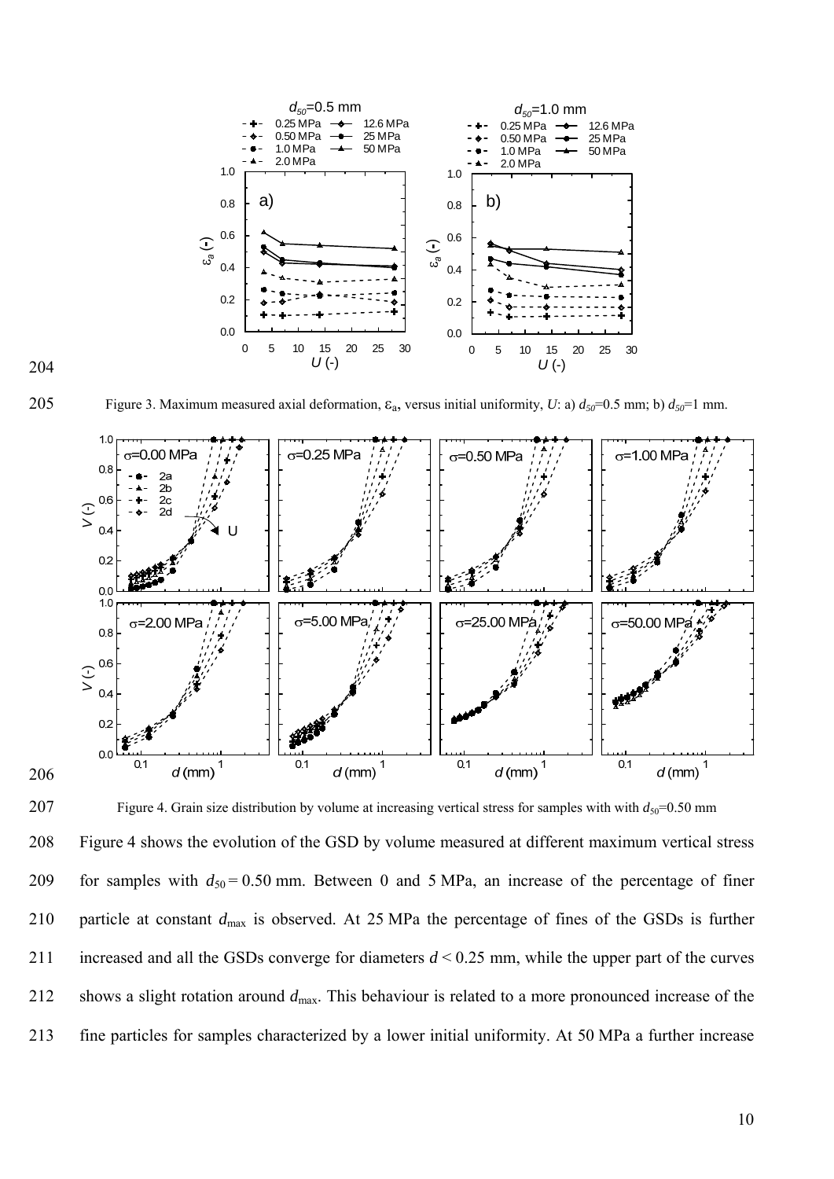Figure 3. Maximum measured axial deformation, $\varepsilon_a$, versus initial uniformity, $U$: a) $d_{50}$=0.5 mm; b) $d_{50}$=1 mm.

Figure 4. Grain size distribution by volume at increasing vertical stress for samples with with $d_{50}$=0.50 mm

Figure 4 shows the evolution of the GSD by volume measured at different maximum vertical stress for samples with $d_{50}$ = 0.50 mm. Between 0 and 5 MPa, an increase of the percentage of finer particle at constant $d_{max}$ is observed. At 25 MPa the percentage of fines of the GSDs is further increased and all the GSDs converge for diameters $d$ < 0.25 mm, while the upper part of the curves shows a slight rotation around $d_{max}$. This behaviour is related to a more pronounced increase of the fine particles for samples characterized by a lower initial uniformity. At 50 MPa a further increase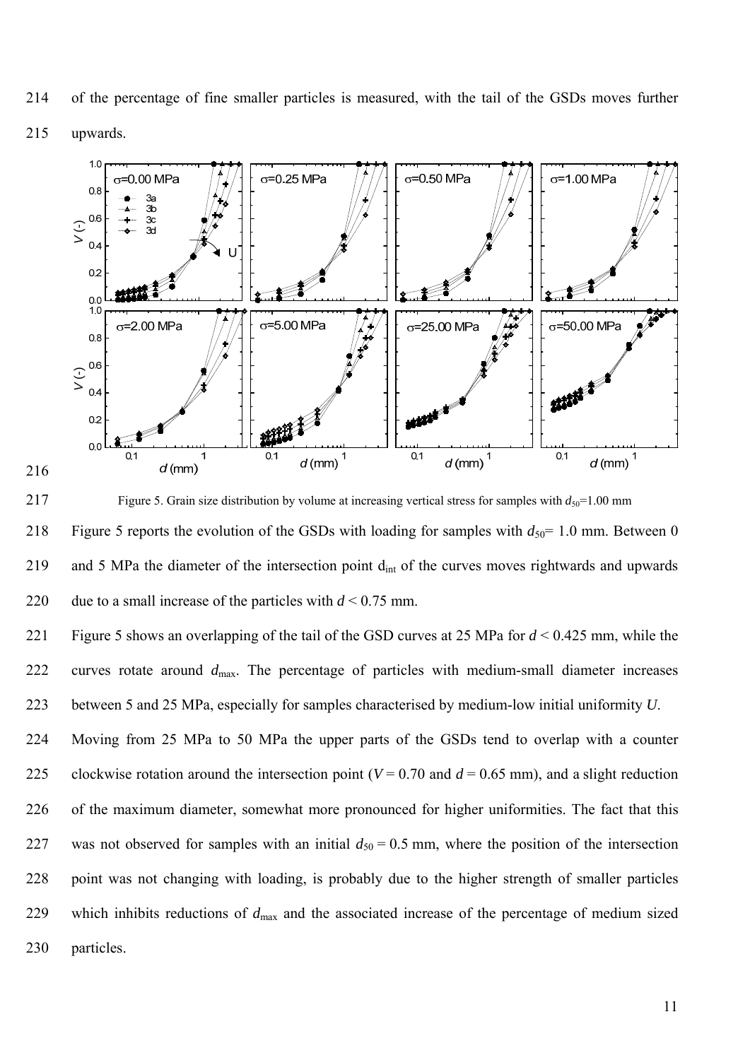of the percentage of fine smaller particles is measured, with the tail of the GSDs moves further upwards.

Figure 5. Grain size distribution by volume at increasing vertical stress for samples with $d_{50}$=1.00 mm

Figure 5 reports the evolution of the GSDs with loading for samples with $d_{50}$= 1.0 mm. Between 0 and 5 MPa the diameter of the intersection point $d_{int}$ of the curves moves rightwards and upwards due to a small increase of the particles with $d < 0.75$ mm.

Figure 5 shows an overlapping of the tail of the GSD curves at 25 MPa for $d < 0.425$ mm, while the curves rotate around $d_{max}$. The percentage of particles with medium-small diameter increases between 5 and 25 MPa, especially for samples characterised by medium-low initial uniformity *U*.

Moving from 25 MPa to 50 MPa the upper parts of the GSDs tend to overlap with a counter clockwise rotation around the intersection point ($V = 0.70$ and $d = 0.65$ mm), and a slight reduction of the maximum diameter, somewhat more pronounced for higher uniformities. The fact that this was not observed for samples with an initial $d_{50} = 0.5$ mm, where the position of the intersection point was not changing with loading, is probably due to the higher strength of smaller particles which inhibits reductions of $d_{max}$ and the associated increase of the percentage of medium sized particles.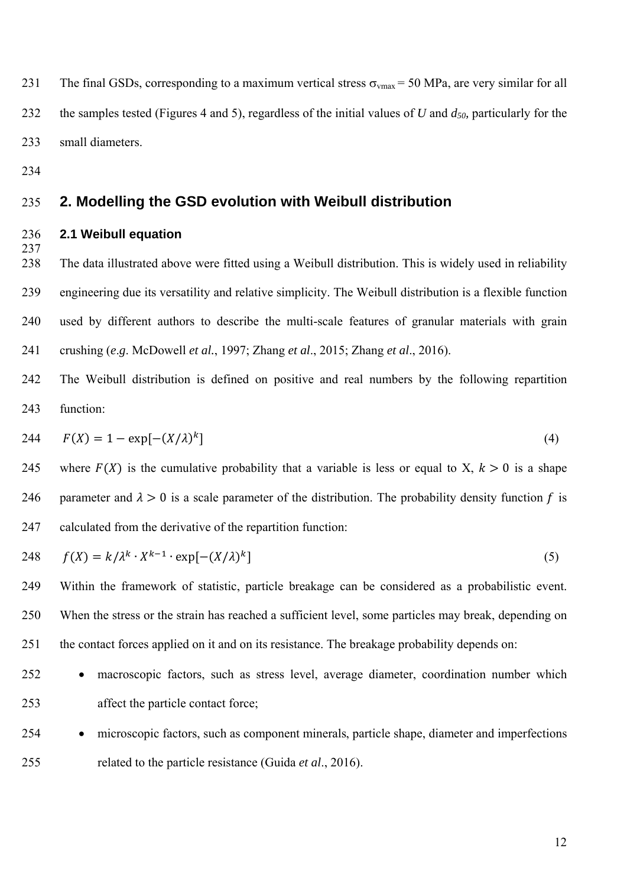The final GSDs, corresponding to a maximum vertical stress $\sigma_{vmax}$ = 50 MPa, are very similar for all the samples tested (Figures 4 and 5), regardless of the initial values of $U$ and $d_{50}$, particularly for the small diameters.

## 2. Modelling the GSD evolution with Weibull distribution

### 2.1 Weibull equation

The data illustrated above were fitted using a Weibull distribution. This is widely used in reliability engineering due its versatility and relative simplicity. The Weibull distribution is a flexible function used by different authors to describe the multi-scale features of granular materials with grain crushing (*e.g*. McDowell *et al.*, 1997; Zhang *et al*., 2015; Zhang *et al*., 2016).

The Weibull distribution is defined on positive and real numbers by the following repartition function:

$$F(X) = 1 - \exp[-(X/\lambda)^k] \tag{4}$$

where $F(X)$ is the cumulative probability that a variable is less or equal to X, $k > 0$ is a shape parameter and $\lambda > 0$ is a scale parameter of the distribution. The probability density function $f$ is calculated from the derivative of the repartition function:

$$f(X) = k/\lambda^k \cdot X^{k-1} \cdot \exp[-(X/\lambda)^k] \tag{5}$$

Within the framework of statistic, particle breakage can be considered as a probabilistic event. When the stress or the strain has reached a sufficient level, some particles may break, depending on the contact forces applied on it and on its resistance. The breakage probability depends on:

- macroscopic factors, such as stress level, average diameter, coordination number which affect the particle contact force;
- microscopic factors, such as component minerals, particle shape, diameter and imperfections related to the particle resistance (Guida *et al*., 2016).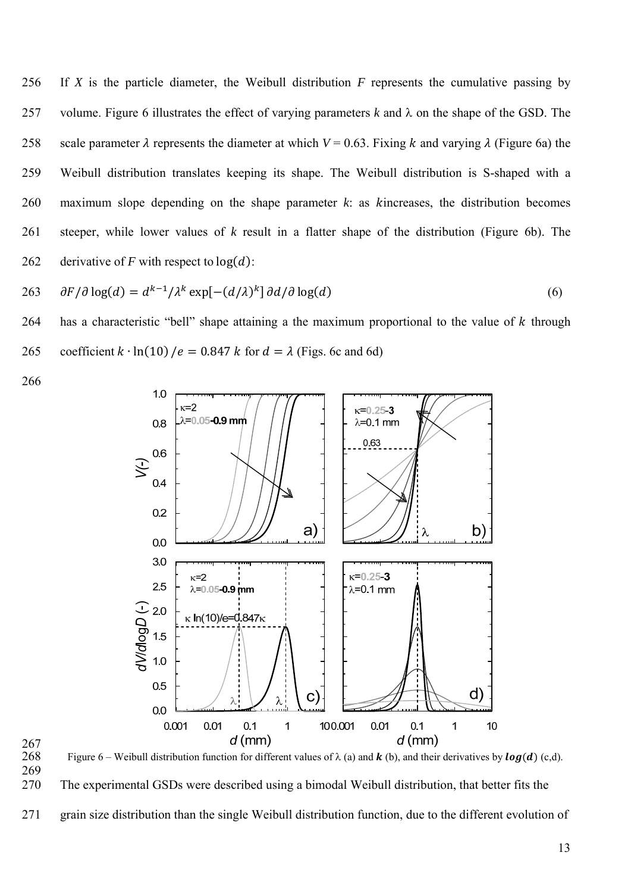If $X$ is the particle diameter, the Weibull distribution $F$ represents the cumulative passing by volume. Figure 6 illustrates the effect of varying parameters $k$ and $\lambda$ on the shape of the GSD. The scale parameter $\lambda$ represents the diameter at which $V = 0.63$. Fixing $k$ and varying $\lambda$ (Figure 6a) the Weibull distribution translates keeping its shape. The Weibull distribution is S-shaped with a maximum slope depending on the shape parameter $k$: as $k$increases, the distribution becomes steeper, while lower values of $k$ result in a flatter shape of the distribution (Figure 6b). The derivative of $F$ with respect to $\log(d)$:

$$\partial F/\partial \log(d) = d^{k-1}/\lambda^k \exp[-(d/\lambda)^k]\, \partial d/\partial \log(d) \tag{6}$$

has a characteristic "bell" shape attaining a the maximum proportional to the value of $k$ through coefficient $k \cdot \ln(10)/e = 0.847\ k$ for $d = \lambda$ (Figs. 6c and 6d)

Figure 6 – Weibull distribution function for different values of $\lambda$ (a) and $\boldsymbol{k}$ (b), and their derivatives by $\boldsymbol{log(d)}$ (c,d).

The experimental GSDs were described using a bimodal Weibull distribution, that better fits the grain size distribution than the single Weibull distribution function, due to the different evolution of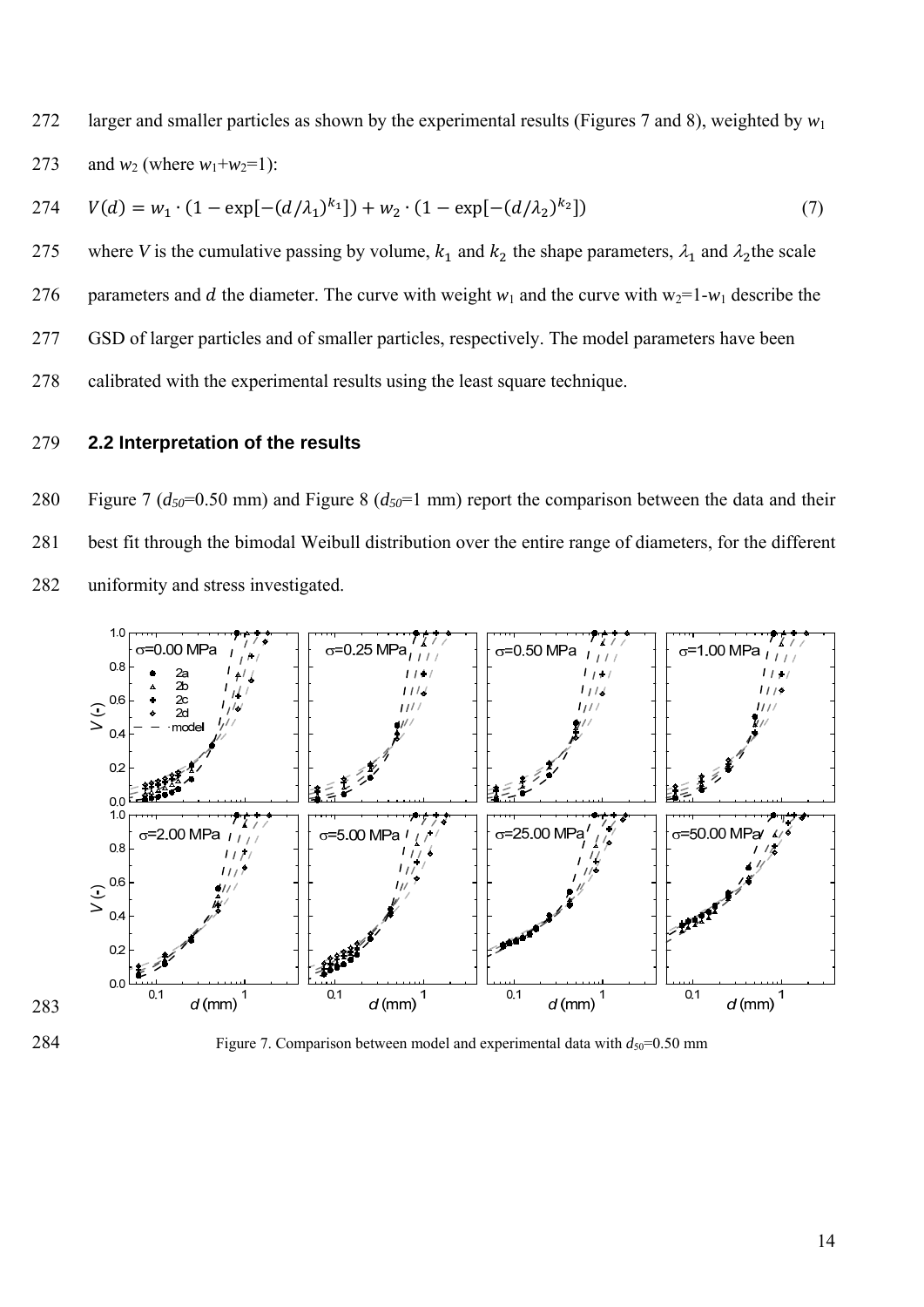larger and smaller particles as shown by the experimental results (Figures 7 and 8), weighted by $w_1$ and $w_2$ (where $w_1$+$w_2$=1):

$$V(d) = w_1 \cdot (1 - \exp[-(d/\lambda_1)^{k_1}]) + w_2 \cdot (1 - \exp[-(d/\lambda_2)^{k_2}]) \tag{7}$$

where $V$ is the cumulative passing by volume, $k_1$ and $k_2$ the shape parameters, $\lambda_1$ and $\lambda_2$ the scale parameters and $d$ the diameter. The curve with weight $w_1$ and the curve with $w_2$=1-$w_1$ describe the GSD of larger particles and of smaller particles, respectively. The model parameters have been calibrated with the experimental results using the least square technique.

### 2.2 Interpretation of the results

Figure 7 ($d_{50}$=0.50 mm) and Figure 8 ($d_{50}$=1 mm) report the comparison between the data and their best fit through the bimodal Weibull distribution over the entire range of diameters, for the different uniformity and stress investigated.

Figure 7. Comparison between model and experimental data with $d_{50}$=0.50 mm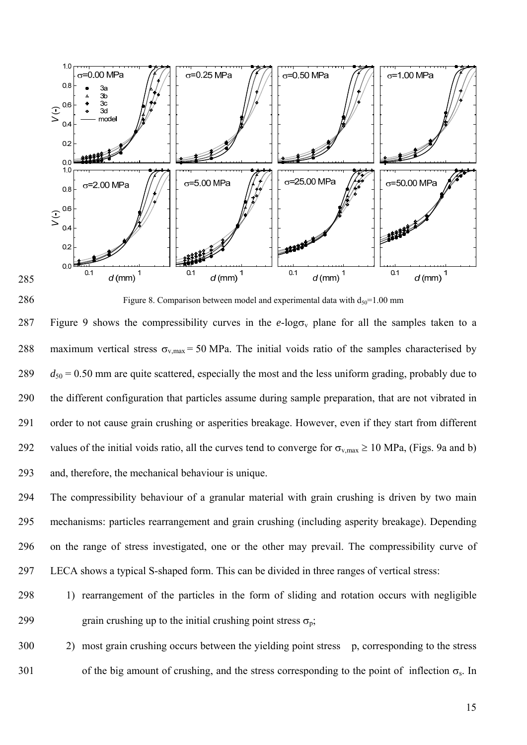Figure 8. Comparison between model and experimental data with $d_{50}$=1.00 mm

Figure 9 shows the compressibility curves in the *e*-log$\sigma_v$ plane for all the samples taken to a maximum vertical stress $\sigma_{v,max}$ = 50 MPa. The initial voids ratio of the samples characterised by $d_{50}$ = 0.50 mm are quite scattered, especially the most and the less uniform grading, probably due to the different configuration that particles assume during sample preparation, that are not vibrated in order to not cause grain crushing or asperities breakage. However, even if they start from different values of the initial voids ratio, all the curves tend to converge for $\sigma_{v,max} \geq 10$ MPa, (Figs. 9a and b) and, therefore, the mechanical behaviour is unique.

The compressibility behaviour of a granular material with grain crushing is driven by two main mechanisms: particles rearrangement and grain crushing (including asperity breakage). Depending on the range of stress investigated, one or the other may prevail. The compressibility curve of LECA shows a typical S-shaped form. This can be divided in three ranges of vertical stress:

1) rearrangement of the particles in the form of sliding and rotation occurs with negligible grain crushing up to the initial crushing point stress $\sigma_p$;
2) most grain crushing occurs between the yielding point stress p, corresponding to the stress of the big amount of crushing, and the stress corresponding to the point of inflection $\sigma_s$. In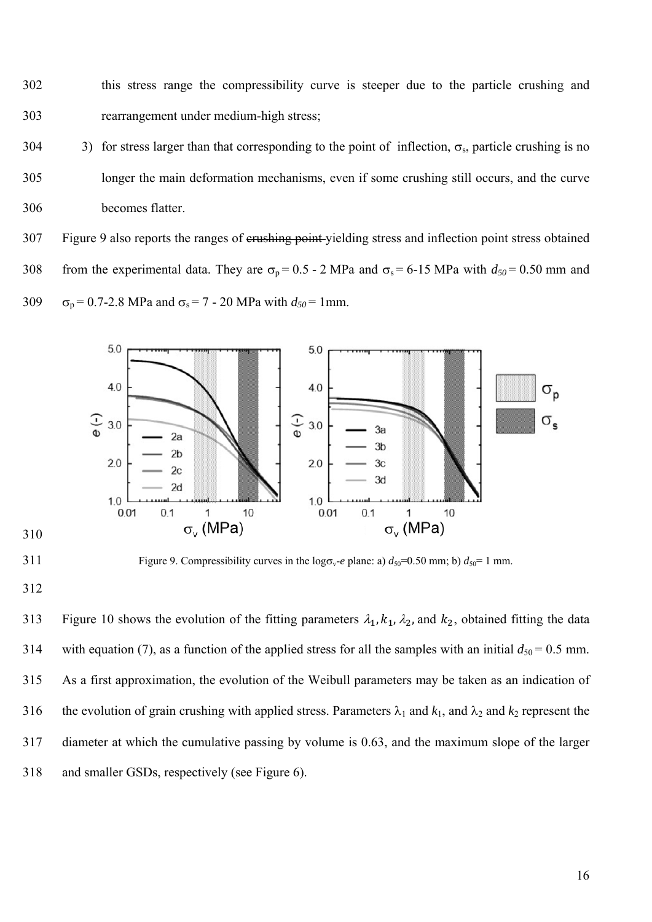this stress range the compressibility curve is steeper due to the particle crushing and rearrangement under medium-high stress;

3) for stress larger than that corresponding to the point of inflection, $\sigma_s$, particle crushing is no longer the main deformation mechanisms, even if some crushing still occurs, and the curve becomes flatter.

Figure 9 also reports the ranges of ~~crushing point~~ yielding stress and inflection point stress obtained from the experimental data. They are $\sigma_p$ = 0.5 - 2 MPa and $\sigma_s$ = 6-15 MPa with $d_{50}$ = 0.50 mm and $\sigma_p$ = 0.7-2.8 MPa and $\sigma_s$ = 7 - 20 MPa with $d_{50}$ = 1mm.

Figure 9. Compressibility curves in the log$\sigma_v$-$e$ plane: a) $d_{50}$=0.50 mm; b) $d_{50}$= 1 mm.

Figure 10 shows the evolution of the fitting parameters $\lambda_1, k_1, \lambda_2,$ and $k_2$, obtained fitting the data with equation (7), as a function of the applied stress for all the samples with an initial $d_{50}$ = 0.5 mm. As a first approximation, the evolution of the Weibull parameters may be taken as an indication of the evolution of grain crushing with applied stress. Parameters $\lambda_1$ and $k_1$, and $\lambda_2$ and $k_2$ represent the diameter at which the cumulative passing by volume is 0.63, and the maximum slope of the larger and smaller GSDs, respectively (see Figure 6).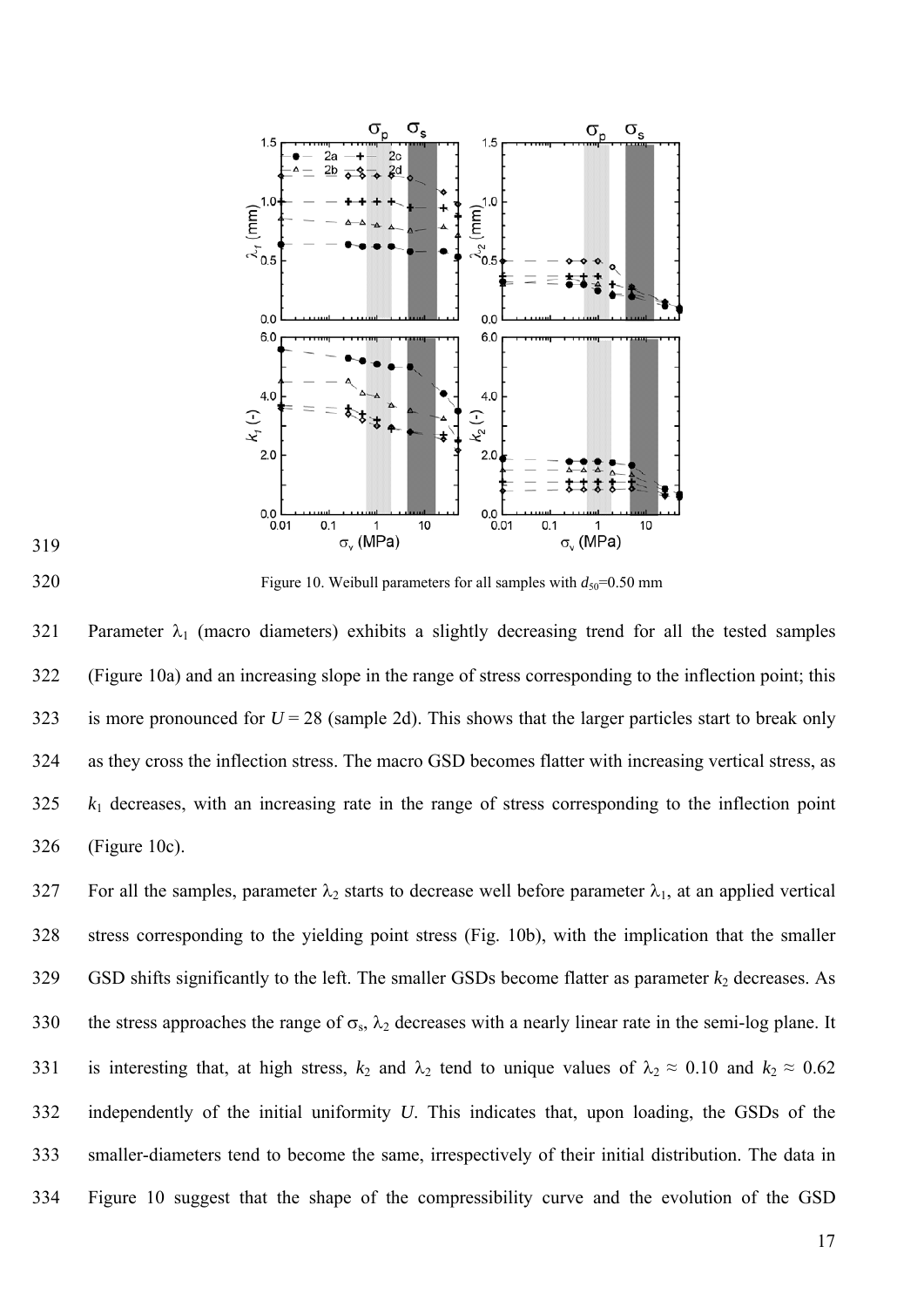Figure 10. Weibull parameters for all samples with $d_{50}$=0.50 mm

Parameter $\lambda_1$ (macro diameters) exhibits a slightly decreasing trend for all the tested samples (Figure 10a) and an increasing slope in the range of stress corresponding to the inflection point; this is more pronounced for $U = 28$ (sample 2d). This shows that the larger particles start to break only as they cross the inflection stress. The macro GSD becomes flatter with increasing vertical stress, as $k_1$ decreases, with an increasing rate in the range of stress corresponding to the inflection point (Figure 10c).

For all the samples, parameter $\lambda_2$ starts to decrease well before parameter $\lambda_1$, at an applied vertical stress corresponding to the yielding point stress (Fig. 10b), with the implication that the smaller GSD shifts significantly to the left. The smaller GSDs become flatter as parameter $k_2$ decreases. As the stress approaches the range of $\sigma_s$, $\lambda_2$ decreases with a nearly linear rate in the semi-log plane. It is interesting that, at high stress, $k_2$ and $\lambda_2$ tend to unique values of $\lambda_2 \approx 0.10$ and $k_2 \approx 0.62$ independently of the initial uniformity $U$. This indicates that, upon loading, the GSDs of the smaller-diameters tend to become the same, irrespectively of their initial distribution. The data in Figure 10 suggest that the shape of the compressibility curve and the evolution of the GSD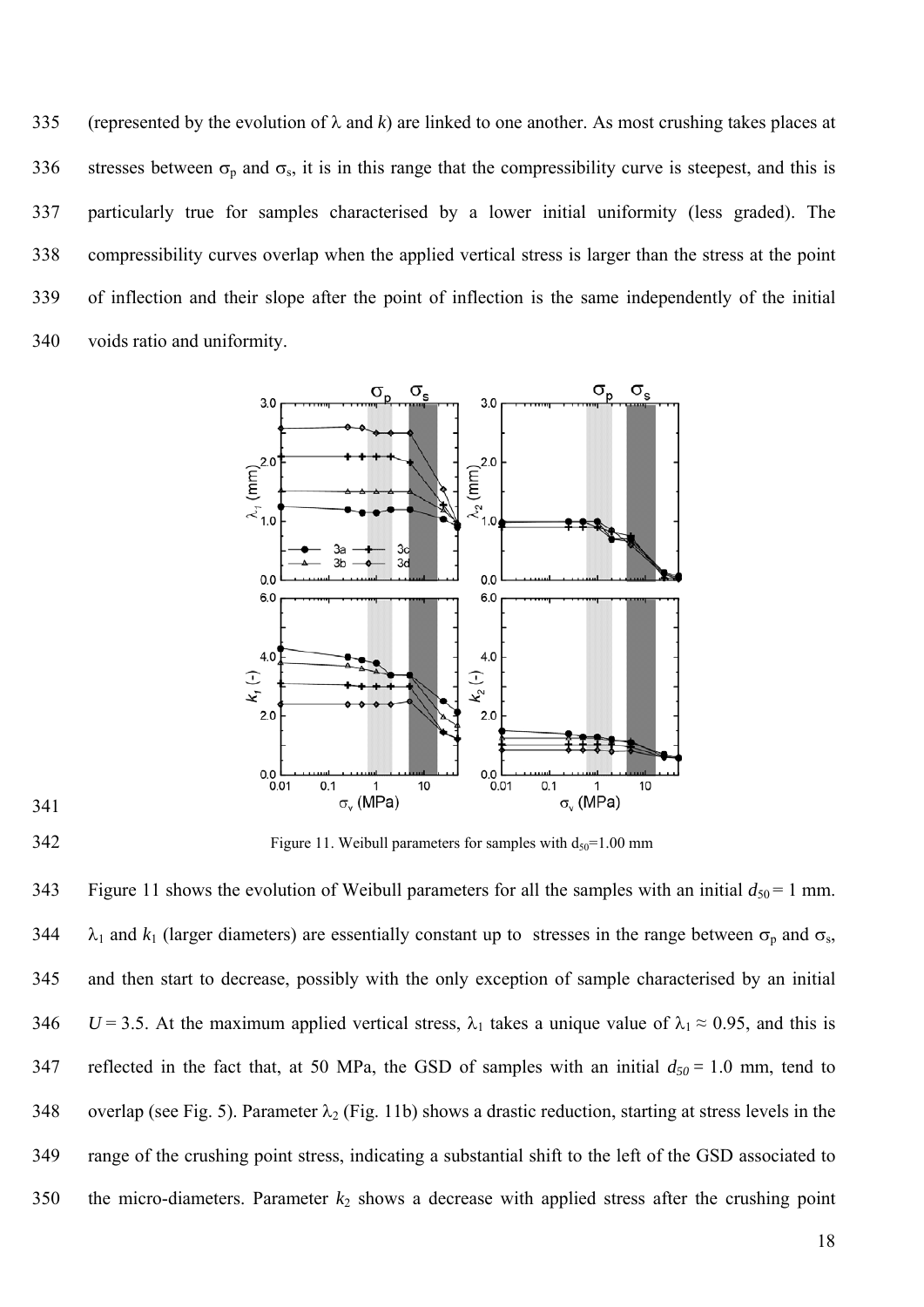(represented by the evolution of $\lambda$ and $k$) are linked to one another. As most crushing takes places at stresses between $\sigma_p$ and $\sigma_s$, it is in this range that the compressibility curve is steepest, and this is particularly true for samples characterised by a lower initial uniformity (less graded). The compressibility curves overlap when the applied vertical stress is larger than the stress at the point of inflection and their slope after the point of inflection is the same independently of the initial voids ratio and uniformity.

Figure 11. Weibull parameters for samples with $d_{50}$=1.00 mm

Figure 11 shows the evolution of Weibull parameters for all the samples with an initial $d_{50}$ = 1 mm. $\lambda_1$ and $k_1$ (larger diameters) are essentially constant up to stresses in the range between $\sigma_p$ and $\sigma_s$, and then start to decrease, possibly with the only exception of sample characterised by an initial $U$ = 3.5. At the maximum applied vertical stress, $\lambda_1$ takes a unique value of $\lambda_1 \approx 0.95$, and this is reflected in the fact that, at 50 MPa, the GSD of samples with an initial $d_{50}$ = 1.0 mm, tend to overlap (see Fig. 5). Parameter $\lambda_2$ (Fig. 11b) shows a drastic reduction, starting at stress levels in the range of the crushing point stress, indicating a substantial shift to the left of the GSD associated to the micro-diameters. Parameter $k_2$ shows a decrease with applied stress after the crushing point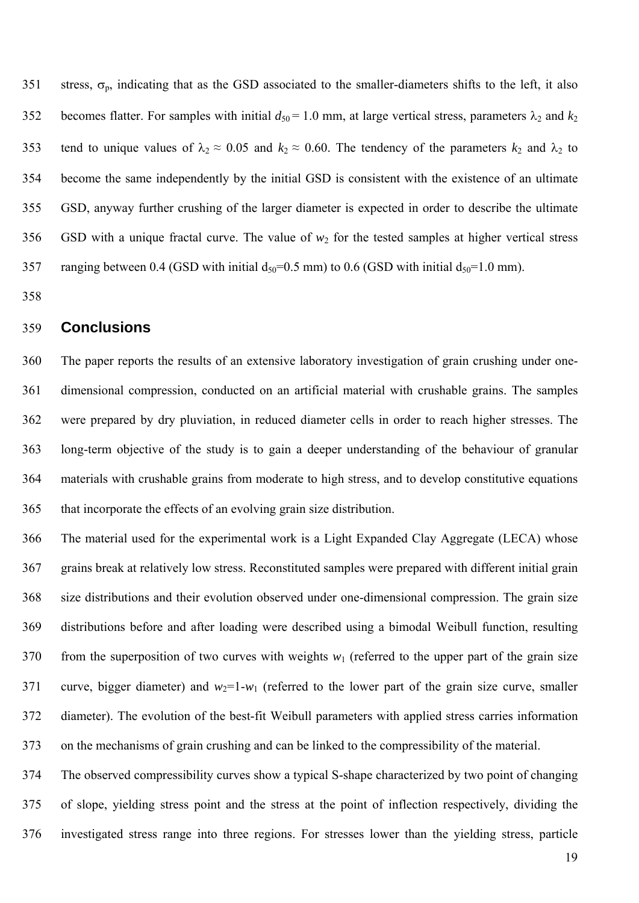stress, $\sigma_p$, indicating that as the GSD associated to the smaller-diameters shifts to the left, it also becomes flatter. For samples with initial $d_{50}$ = 1.0 mm, at large vertical stress, parameters $\lambda_2$ and $k_2$ tend to unique values of $\lambda_2 \approx 0.05$ and $k_2 \approx 0.60$. The tendency of the parameters $k_2$ and $\lambda_2$ to become the same independently by the initial GSD is consistent with the existence of an ultimate GSD, anyway further crushing of the larger diameter is expected in order to describe the ultimate GSD with a unique fractal curve. The value of $w_2$ for the tested samples at higher vertical stress ranging between 0.4 (GSD with initial $d_{50}$=0.5 mm) to 0.6 (GSD with initial $d_{50}$=1.0 mm).

## Conclusions

The paper reports the results of an extensive laboratory investigation of grain crushing under one-dimensional compression, conducted on an artificial material with crushable grains. The samples were prepared by dry pluviation, in reduced diameter cells in order to reach higher stresses. The long-term objective of the study is to gain a deeper understanding of the behaviour of granular materials with crushable grains from moderate to high stress, and to develop constitutive equations that incorporate the effects of an evolving grain size distribution.

The material used for the experimental work is a Light Expanded Clay Aggregate (LECA) whose grains break at relatively low stress. Reconstituted samples were prepared with different initial grain size distributions and their evolution observed under one-dimensional compression. The grain size distributions before and after loading were described using a bimodal Weibull function, resulting from the superposition of two curves with weights $w_1$ (referred to the upper part of the grain size curve, bigger diameter) and $w_2$=1-$w_1$ (referred to the lower part of the grain size curve, smaller diameter). The evolution of the best-fit Weibull parameters with applied stress carries information on the mechanisms of grain crushing and can be linked to the compressibility of the material.

The observed compressibility curves show a typical S-shape characterized by two point of changing of slope, yielding stress point and the stress at the point of inflection respectively, dividing the investigated stress range into three regions. For stresses lower than the yielding stress, particle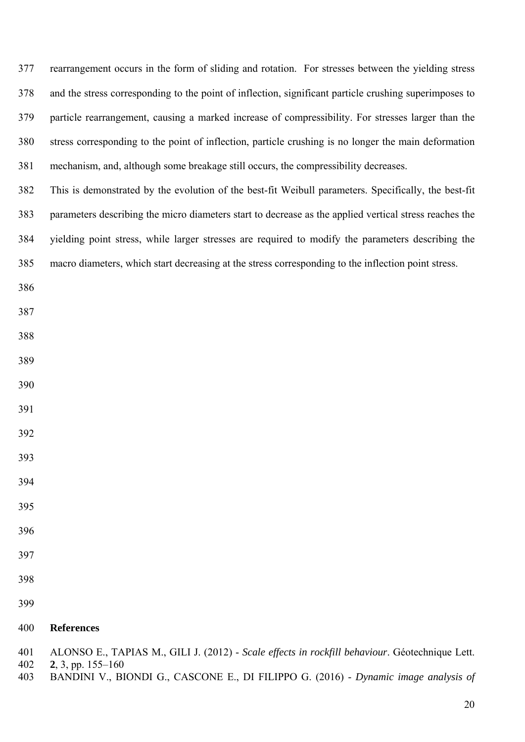rearrangement occurs in the form of sliding and rotation. For stresses between the yielding stress and the stress corresponding to the point of inflection, significant particle crushing superimposes to particle rearrangement, causing a marked increase of compressibility. For stresses larger than the stress corresponding to the point of inflection, particle crushing is no longer the main deformation mechanism, and, although some breakage still occurs, the compressibility decreases.

This is demonstrated by the evolution of the best-fit Weibull parameters. Specifically, the best-fit parameters describing the micro diameters start to decrease as the applied vertical stress reaches the yielding point stress, while larger stresses are required to modify the parameters describing the macro diameters, which start decreasing at the stress corresponding to the inflection point stress.

## References

ALONSO E., TAPIAS M., GILI J. (2012) - *Scale effects in rockfill behaviour*. Géotechnique Lett. **2**, 3, pp. 155–160

BANDINI V., BIONDI G., CASCONE E., DI FILIPPO G. (2016) - *Dynamic image analysis of*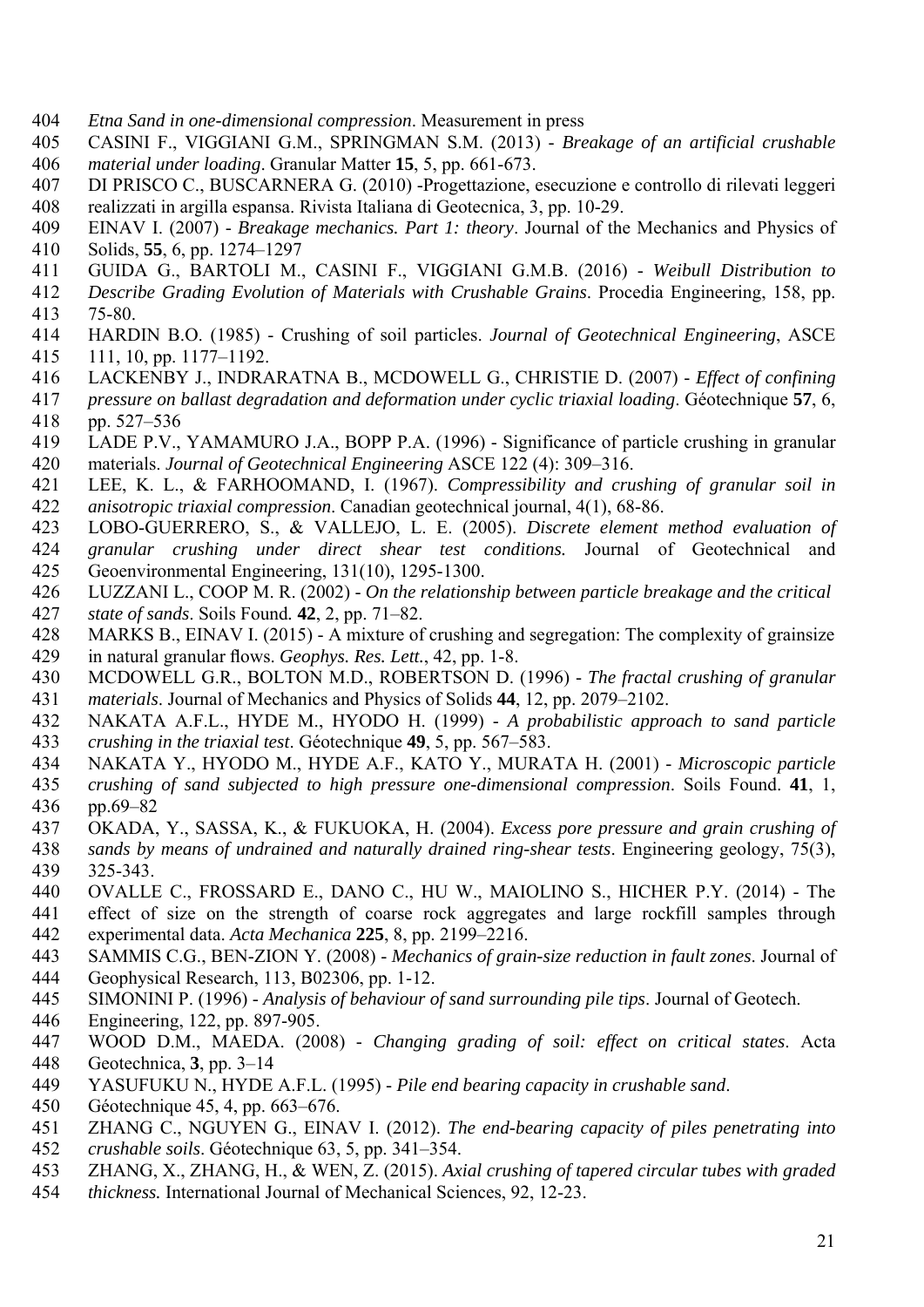*Etna Sand in one-dimensional compression*. Measurement in press

CASINI F., VIGGIANI G.M., SPRINGMAN S.M. (2013) - *Breakage of an artificial crushable material under loading*. Granular Matter **15**, 5, pp. 661-673.

DI PRISCO C., BUSCARNERA G. (2010) -Progettazione, esecuzione e controllo di rilevati leggeri realizzati in argilla espansa. Rivista Italiana di Geotecnica, 3, pp. 10-29.

EINAV I. (2007) - *Breakage mechanics. Part 1: theory*. Journal of the Mechanics and Physics of Solids, **55**, 6, pp. 1274–1297

GUIDA G., BARTOLI M., CASINI F., VIGGIANI G.M.B. (2016) - *Weibull Distribution to Describe Grading Evolution of Materials with Crushable Grains*. Procedia Engineering, 158, pp. 75-80.

HARDIN B.O. (1985) - Crushing of soil particles. *Journal of Geotechnical Engineering*, ASCE 111, 10, pp. 1177–1192.

LACKENBY J., INDRARATNA B., MCDOWELL G., CHRISTIE D. (2007) - *Effect of confining pressure on ballast degradation and deformation under cyclic triaxial loading*. Géotechnique **57**, 6, pp. 527–536

LADE P.V., YAMAMURO J.A., BOPP P.A. (1996) - Significance of particle crushing in granular materials. *Journal of Geotechnical Engineering* ASCE 122 (4): 309–316.

LEE, K. L., & FARHOOMAND, I. (1967). *Compressibility and crushing of granular soil in anisotropic triaxial compression*. Canadian geotechnical journal, 4(1), 68-86.

LOBO-GUERRERO, S., & VALLEJO, L. E. (2005). *Discrete element method evaluation of granular crushing under direct shear test conditions.* Journal of Geotechnical and Geoenvironmental Engineering, 131(10), 1295-1300.

LUZZANI L., COOP M. R. (2002) - *On the relationship between particle breakage and the critical state of sands*. Soils Found. **42**, 2, pp. 71–82.

MARKS B., EINAV I. (2015) - A mixture of crushing and segregation: The complexity of grainsize in natural granular flows. *Geophys. Res. Lett.*, 42, pp. 1-8.

MCDOWELL G.R., BOLTON M.D., ROBERTSON D. (1996) - *The fractal crushing of granular materials*. Journal of Mechanics and Physics of Solids **44**, 12, pp. 2079–2102.

NAKATA A.F.L., HYDE M., HYODO H. (1999) - *A probabilistic approach to sand particle crushing in the triaxial test*. Géotechnique **49**, 5, pp. 567–583.

NAKATA Y., HYODO M., HYDE A.F., KATO Y., MURATA H. (2001) - *Microscopic particle crushing of sand subjected to high pressure one-dimensional compression*. Soils Found. **41**, 1, pp.69–82

OKADA, Y., SASSA, K., & FUKUOKA, H. (2004). *Excess pore pressure and grain crushing of sands by means of undrained and naturally drained ring-shear tests*. Engineering geology, 75(3), 325-343.

OVALLE C., FROSSARD E., DANO C., HU W., MAIOLINO S., HICHER P.Y. (2014) - The effect of size on the strength of coarse rock aggregates and large rockfill samples through experimental data. *Acta Mechanica* **225**, 8, pp. 2199–2216.

SAMMIS C.G., BEN-ZION Y. (2008) - *Mechanics of grain-size reduction in fault zones*. Journal of Geophysical Research, 113, B02306, pp. 1-12.

SIMONINI P. (1996) - *Analysis of behaviour of sand surrounding pile tips*. Journal of Geotech. Engineering, 122, pp. 897-905.

WOOD D.M., MAEDA. (2008) - *Changing grading of soil: effect on critical states*. Acta Geotechnica, **3**, pp. 3–14

YASUFUKU N., HYDE A.F.L. (1995) - *Pile end bearing capacity in crushable sand*. Géotechnique 45, 4, pp. 663–676.

ZHANG C., NGUYEN G., EINAV I. (2012). *The end-bearing capacity of piles penetrating into crushable soils*. Géotechnique 63, 5, pp. 341–354.

ZHANG, X., ZHANG, H., & WEN, Z. (2015). *Axial crushing of tapered circular tubes with graded thickness.* International Journal of Mechanical Sciences, 92, 12-23.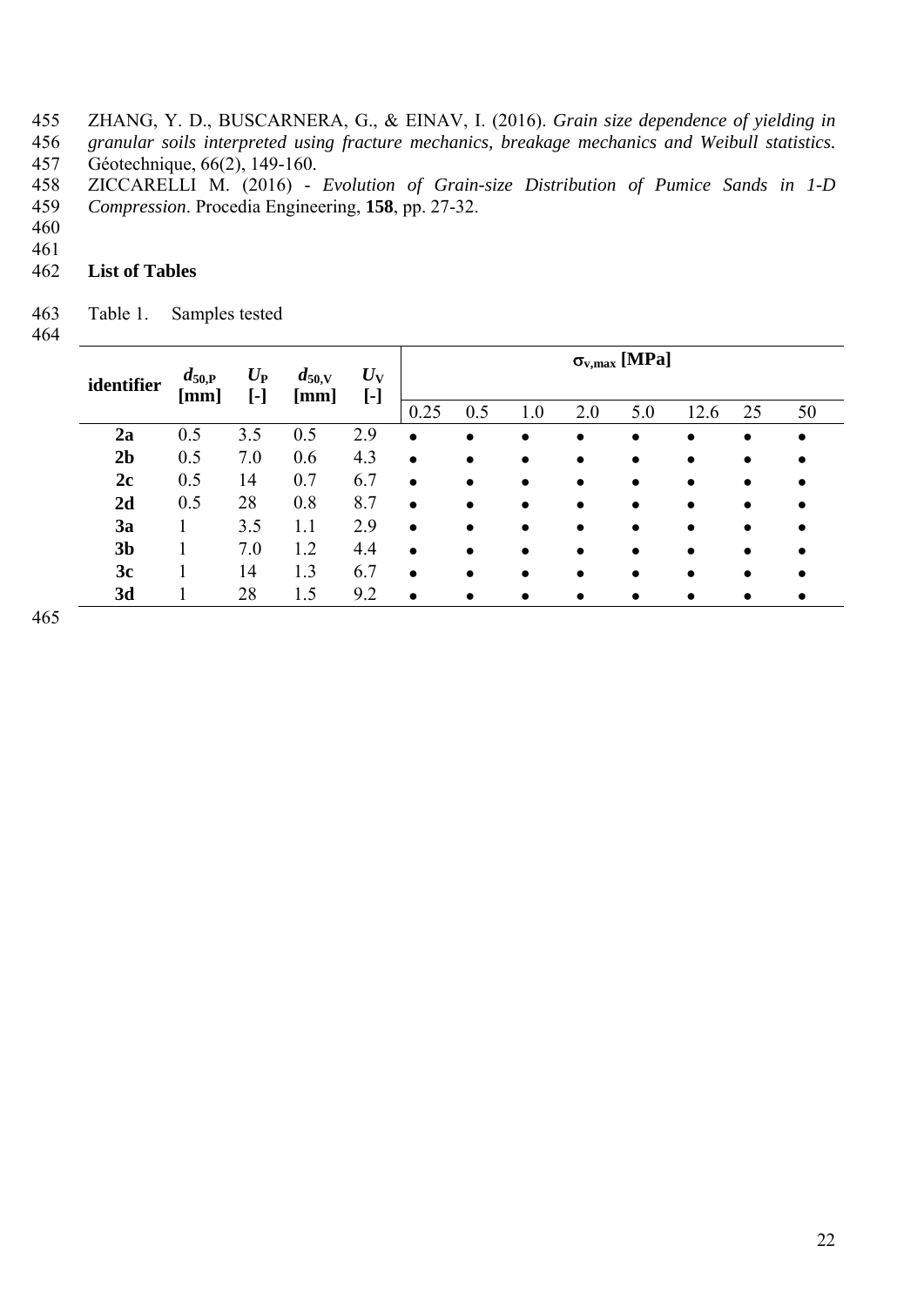ZHANG, Y. D., BUSCARNERA, G., & EINAV, I. (2016). *Grain size dependence of yielding in granular soils interpreted using fracture mechanics, breakage mechanics and Weibull statistics.* Géotechnique, 66(2), 149-160.

ZICCARELLI M. (2016) - *Evolution of Grain-size Distribution of Pumice Sands in 1-D Compression*. Procedia Engineering, **158**, pp. 27-32.

## List of Tables

Table 1. Samples tested

| identifier | $d_{50,P}$ [mm] | $U_P$ [-] | $d_{50,V}$ [mm] | $U_V$ [-] | $\sigma_{v,max}$ [MPa] | | | | | | | |
|---|---|---|---|---|---|---|---|---|---|---|---|---|
| | | | | | 0.25 | 0.5 | 1.0 | 2.0 | 5.0 | 12.6 | 25 | 50 |
| **2a** | 0.5 | 3.5 | 0.5 | 2.9 | ● | ● | ● | ● | ● | ● | ● | ● |
| **2b** | 0.5 | 7.0 | 0.6 | 4.3 | ● | ● | ● | ● | ● | ● | ● | ● |
| **2c** | 0.5 | 14 | 0.7 | 6.7 | ● | ● | ● | ● | ● | ● | ● | ● |
| **2d** | 0.5 | 28 | 0.8 | 8.7 | ● | ● | ● | ● | ● | ● | ● | ● |
| **3a** | 1 | 3.5 | 1.1 | 2.9 | ● | ● | ● | ● | ● | ● | ● | ● |
| **3b** | 1 | 7.0 | 1.2 | 4.4 | ● | ● | ● | ● | ● | ● | ● | ● |
| **3c** | 1 | 14 | 1.3 | 6.7 | ● | ● | ● | ● | ● | ● | ● | ● |
| **3d** | 1 | 28 | 1.5 | 9.2 | ● | ● | ● | ● | ● | ● | ● | ● |